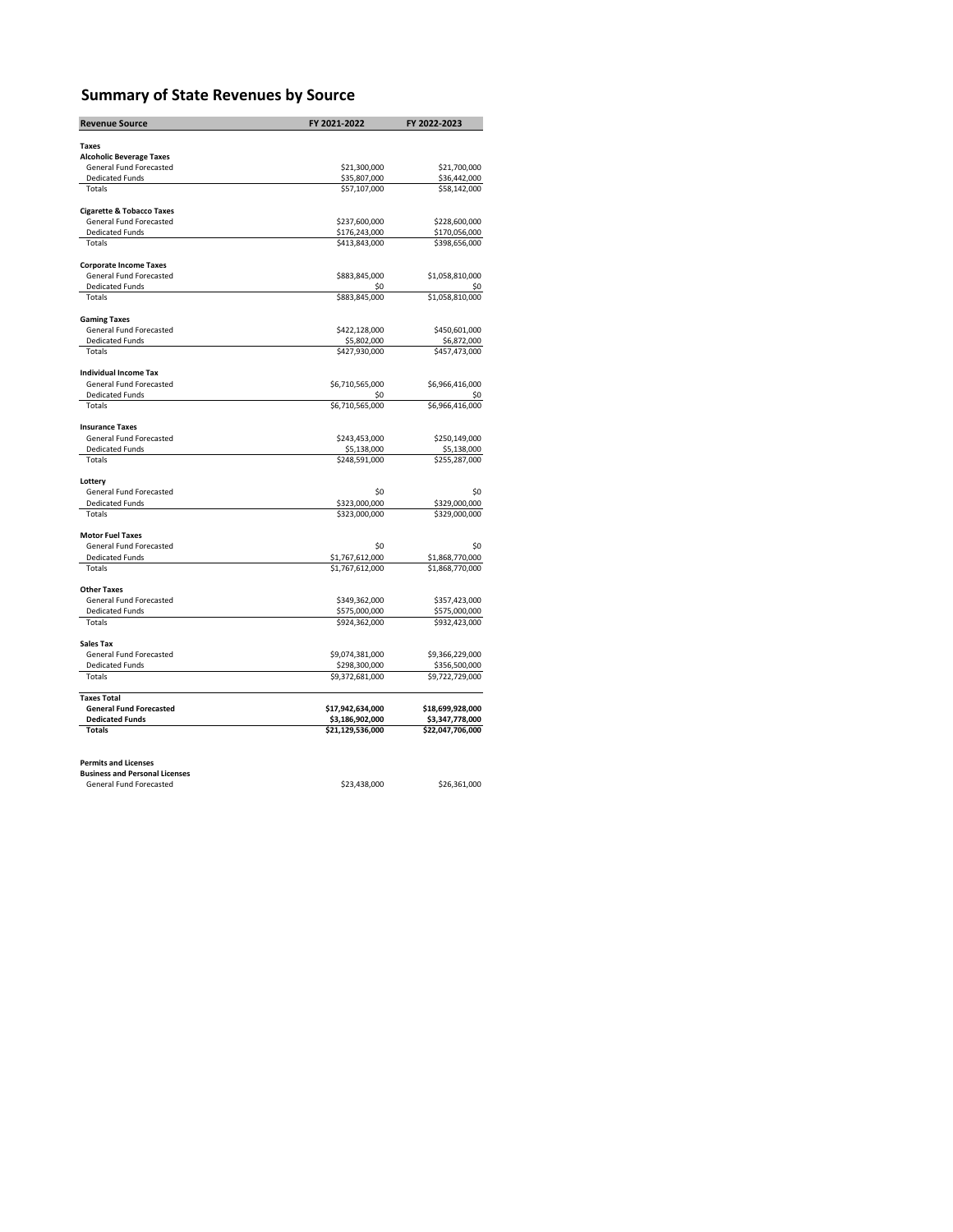# Summary of State Revenues by Source

| Revenue Source | FY 2021-2022 | FY 2022-2023 |
|---|---|---|
| **Taxes** | | |
| **Alcoholic Beverage Taxes** | | |
| General Fund Forecasted | $21,300,000 | $21,700,000 |
| Dedicated Funds | $35,807,000 | $36,442,000 |
| Totals | $57,107,000 | $58,142,000 |
| **Cigarette & Tobacco Taxes** | | |
| General Fund Forecasted | $237,600,000 | $228,600,000 |
| Dedicated Funds | $176,243,000 | $170,056,000 |
| Totals | $413,843,000 | $398,656,000 |
| **Corporate Income Taxes** | | |
| General Fund Forecasted | $883,845,000 | $1,058,810,000 |
| Dedicated Funds | $0 | $0 |
| Totals | $883,845,000 | $1,058,810,000 |
| **Gaming Taxes** | | |
| General Fund Forecasted | $422,128,000 | $450,601,000 |
| Dedicated Funds | $5,802,000 | $6,872,000 |
| Totals | $427,930,000 | $457,473,000 |
| **Individual Income Tax** | | |
| General Fund Forecasted | $6,710,565,000 | $6,966,416,000 |
| Dedicated Funds | $0 | $0 |
| Totals | $6,710,565,000 | $6,966,416,000 |
| **Insurance Taxes** | | |
| General Fund Forecasted | $243,453,000 | $250,149,000 |
| Dedicated Funds | $5,138,000 | $5,138,000 |
| Totals | $248,591,000 | $255,287,000 |
| **Lottery** | | |
| General Fund Forecasted | $0 | $0 |
| Dedicated Funds | $323,000,000 | $329,000,000 |
| Totals | $323,000,000 | $329,000,000 |
| **Motor Fuel Taxes** | | |
| General Fund Forecasted | $0 | $0 |
| Dedicated Funds | $1,767,612,000 | $1,868,770,000 |
| Totals | $1,767,612,000 | $1,868,770,000 |
| **Other Taxes** | | |
| General Fund Forecasted | $349,362,000 | $357,423,000 |
| Dedicated Funds | $575,000,000 | $575,000,000 |
| Totals | $924,362,000 | $932,423,000 |
| **Sales Tax** | | |
| General Fund Forecasted | $9,074,381,000 | $9,366,229,000 |
| Dedicated Funds | $298,300,000 | $356,500,000 |
| Totals | $9,372,681,000 | $9,722,729,000 |
| **Taxes Total** | | |
| **General Fund Forecasted** | **$17,942,634,000** | **$18,699,928,000** |
| **Dedicated Funds** | **$3,186,902,000** | **$3,347,778,000** |
| **Totals** | **$21,129,536,000** | **$22,047,706,000** |
| **Permits and Licenses** | | |
| **Business and Personal Licenses** | | |
| General Fund Forecasted | $23,438,000 | $26,361,000 |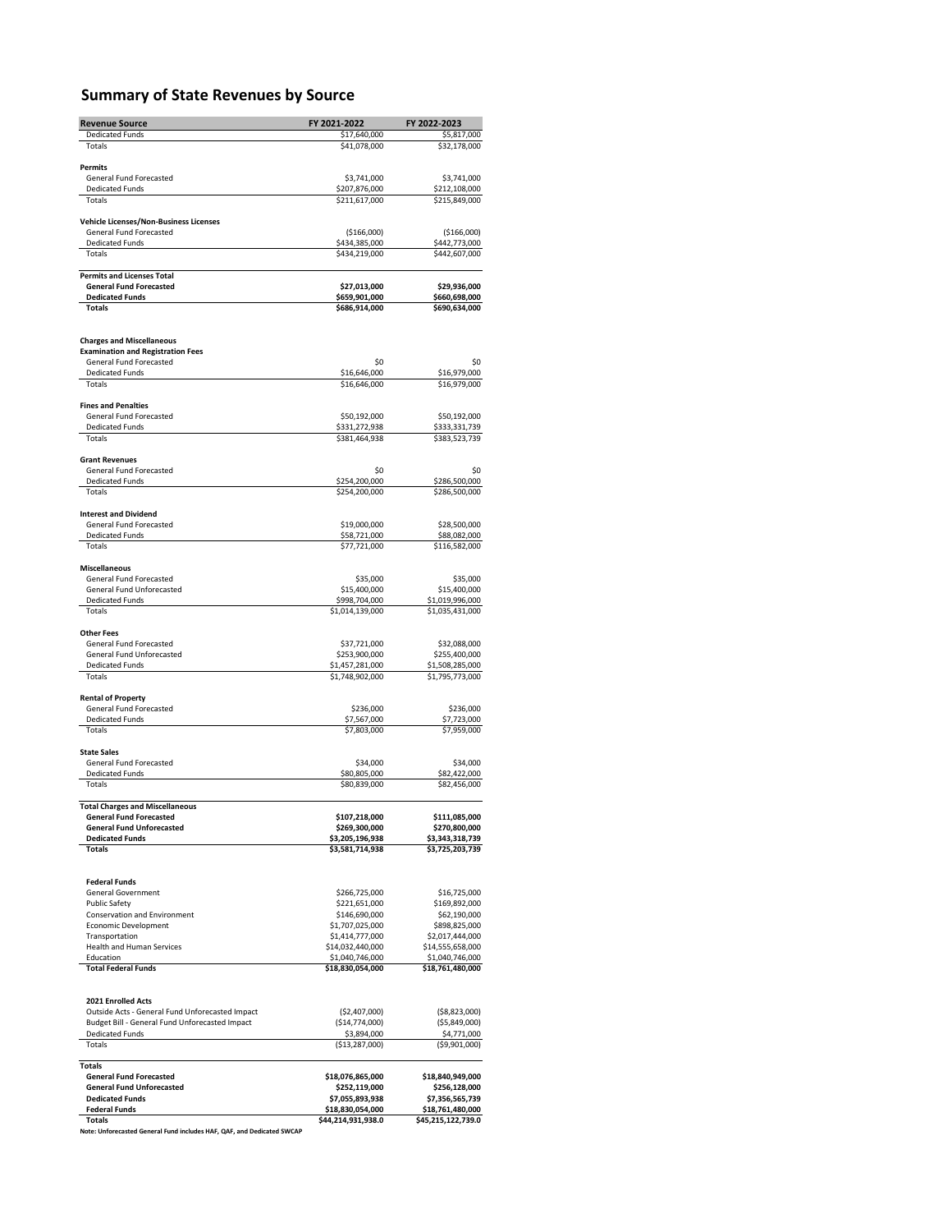# Summary of State Revenues by Source

| Revenue Source | FY 2021-2022 | FY 2022-2023 |
|---|---|---|
| Dedicated Funds | $17,640,000 | $5,817,000 |
| Totals | $41,078,000 | $32,178,000 |
| | | |
| **Permits** | | |
| General Fund Forecasted | $3,741,000 | $3,741,000 |
| Dedicated Funds | $207,876,000 | $212,108,000 |
| Totals | $211,617,000 | $215,849,000 |
| | | |
| **Vehicle Licenses/Non-Business Licenses** | | |
| General Fund Forecasted | ($166,000) | ($166,000) |
| Dedicated Funds | $434,385,000 | $442,773,000 |
| Totals | $434,219,000 | $442,607,000 |
| | | |
| **Permits and Licenses Total** | | |
| **General Fund Forecasted** | **$27,013,000** | **$29,936,000** |
| **Dedicated Funds** | **$659,901,000** | **$660,698,000** |
| **Totals** | **$686,914,000** | **$690,634,000** |
| | | |
| **Charges and Miscellaneous** | | |
| **Examination and Registration Fees** | | |
| General Fund Forecasted | $0 | $0 |
| Dedicated Funds | $16,646,000 | $16,979,000 |
| Totals | $16,646,000 | $16,979,000 |
| | | |
| **Fines and Penalties** | | |
| General Fund Forecasted | $50,192,000 | $50,192,000 |
| Dedicated Funds | $331,272,938 | $333,331,739 |
| Totals | $381,464,938 | $383,523,739 |
| | | |
| **Grant Revenues** | | |
| General Fund Forecasted | $0 | $0 |
| Dedicated Funds | $254,200,000 | $286,500,000 |
| Totals | $254,200,000 | $286,500,000 |
| | | |
| **Interest and Dividend** | | |
| General Fund Forecasted | $19,000,000 | $28,500,000 |
| Dedicated Funds | $58,721,000 | $88,082,000 |
| Totals | $77,721,000 | $116,582,000 |
| | | |
| **Miscellaneous** | | |
| General Fund Forecasted | $35,000 | $35,000 |
| General Fund Unforecasted | $15,400,000 | $15,400,000 |
| Dedicated Funds | $998,704,000 | $1,019,996,000 |
| Totals | $1,014,139,000 | $1,035,431,000 |
| | | |
| **Other Fees** | | |
| General Fund Forecasted | $37,721,000 | $32,088,000 |
| General Fund Unforecasted | $253,900,000 | $255,400,000 |
| Dedicated Funds | $1,457,281,000 | $1,508,285,000 |
| Totals | $1,748,902,000 | $1,795,773,000 |
| | | |
| **Rental of Property** | | |
| General Fund Forecasted | $236,000 | $236,000 |
| Dedicated Funds | $7,567,000 | $7,723,000 |
| Totals | $7,803,000 | $7,959,000 |
| | | |
| **State Sales** | | |
| General Fund Forecasted | $34,000 | $34,000 |
| Dedicated Funds | $80,805,000 | $82,422,000 |
| Totals | $80,839,000 | $82,456,000 |
| | | |
| **Total Charges and Miscellaneous** | | |
| **General Fund Forecasted** | **$107,218,000** | **$111,085,000** |
| **General Fund Unforecasted** | **$269,300,000** | **$270,800,000** |
| **Dedicated Funds** | **$3,205,196,938** | **$3,343,318,739** |
| **Totals** | **$3,581,714,938** | **$3,725,203,739** |
| | | |
| **Federal Funds** | | |
| General Government | $266,725,000 | $16,725,000 |
| Public Safety | $221,651,000 | $169,892,000 |
| Conservation and Environment | $146,690,000 | $62,190,000 |
| Economic Development | $1,707,025,000 | $898,825,000 |
| Transportation | $1,414,777,000 | $2,017,444,000 |
| Health and Human Services | $14,032,440,000 | $14,555,658,000 |
| Education | $1,040,746,000 | $1,040,746,000 |
| **Total Federal Funds** | **$18,830,054,000** | **$18,761,480,000** |
| | | |
| **2021 Enrolled Acts** | | |
| Outside Acts - General Fund Unforecasted Impact | ($2,407,000) | ($8,823,000) |
| Budget Bill - General Fund Unforecasted Impact | ($14,774,000) | ($5,849,000) |
| Dedicated Funds | $3,894,000 | $4,771,000 |
| Totals | ($13,287,000) | ($9,901,000) |
| | | |
| **Totals** | | |
| **General Fund Forecasted** | **$18,076,865,000** | **$18,840,949,000** |
| **General Fund Unforecasted** | **$252,119,000** | **$256,128,000** |
| **Dedicated Funds** | **$7,055,893,938** | **$7,356,565,739** |
| **Federal Funds** | **$18,830,054,000** | **$18,761,480,000** |
| **Totals** | **$44,214,931,938.0** | **$45,215,122,739.0** |

**Note: Unforecasted General Fund includes HAF, QAF, and Dedicated SWCAP**